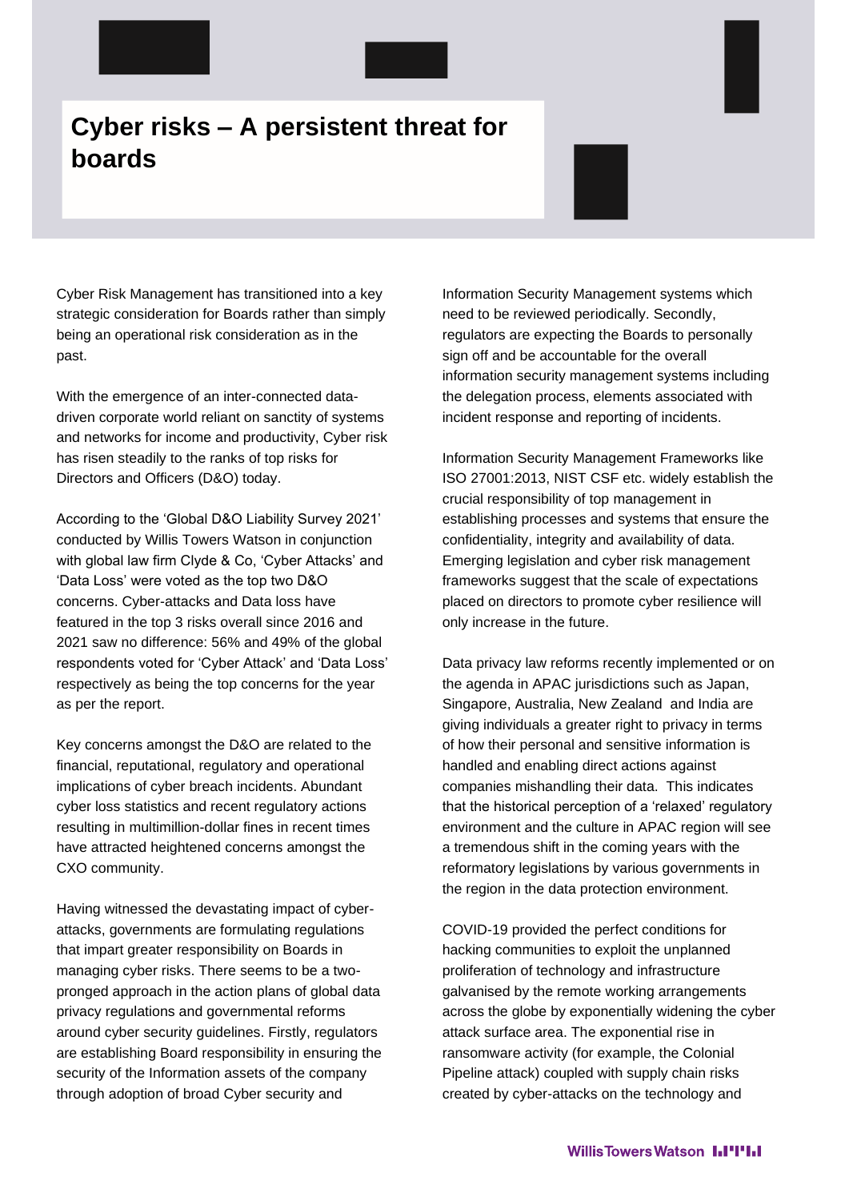# Cyber risks – A persistent threat for boards

Cyber Risk Management has transitioned into a key strategic consideration for Boards rather than simply being an operational risk consideration as in the past.

With the emergence of an inter-connected data-driven corporate world reliant on sanctity of systems and networks for income and productivity, Cyber risk has risen steadily to the ranks of top risks for Directors and Officers (D&O) today.

According to the 'Global D&O Liability Survey 2021' conducted by Willis Towers Watson in conjunction with global law firm Clyde & Co, 'Cyber Attacks' and 'Data Loss' were voted as the top two D&O concerns. Cyber-attacks and Data loss have featured in the top 3 risks overall since 2016 and 2021 saw no difference: 56% and 49% of the global respondents voted for 'Cyber Attack' and 'Data Loss' respectively as being the top concerns for the year as per the report.

Key concerns amongst the D&O are related to the financial, reputational, regulatory and operational implications of cyber breach incidents. Abundant cyber loss statistics and recent regulatory actions resulting in multimillion-dollar fines in recent times have attracted heightened concerns amongst the CXO community.

Having witnessed the devastating impact of cyber-attacks, governments are formulating regulations that impart greater responsibility on Boards in managing cyber risks. There seems to be a two-pronged approach in the action plans of global data privacy regulations and governmental reforms around cyber security guidelines. Firstly, regulators are establishing Board responsibility in ensuring the security of the Information assets of the company through adoption of broad Cyber security and Information Security Management systems which need to be reviewed periodically. Secondly, regulators are expecting the Boards to personally sign off and be accountable for the overall information security management systems including the delegation process, elements associated with incident response and reporting of incidents.

Information Security Management Frameworks like ISO 27001:2013, NIST CSF etc. widely establish the crucial responsibility of top management in establishing processes and systems that ensure the confidentiality, integrity and availability of data. Emerging legislation and cyber risk management frameworks suggest that the scale of expectations placed on directors to promote cyber resilience will only increase in the future.

Data privacy law reforms recently implemented or on the agenda in APAC jurisdictions such as Japan, Singapore, Australia, New Zealand and India are giving individuals a greater right to privacy in terms of how their personal and sensitive information is handled and enabling direct actions against companies mishandling their data. This indicates that the historical perception of a 'relaxed' regulatory environment and the culture in APAC region will see a tremendous shift in the coming years with the reformatory legislations by various governments in the region in the data protection environment.

COVID-19 provided the perfect conditions for hacking communities to exploit the unplanned proliferation of technology and infrastructure galvanised by the remote working arrangements across the globe by exponentially widening the cyber attack surface area. The exponential rise in ransomware activity (for example, the Colonial Pipeline attack) coupled with supply chain risks created by cyber-attacks on the technology and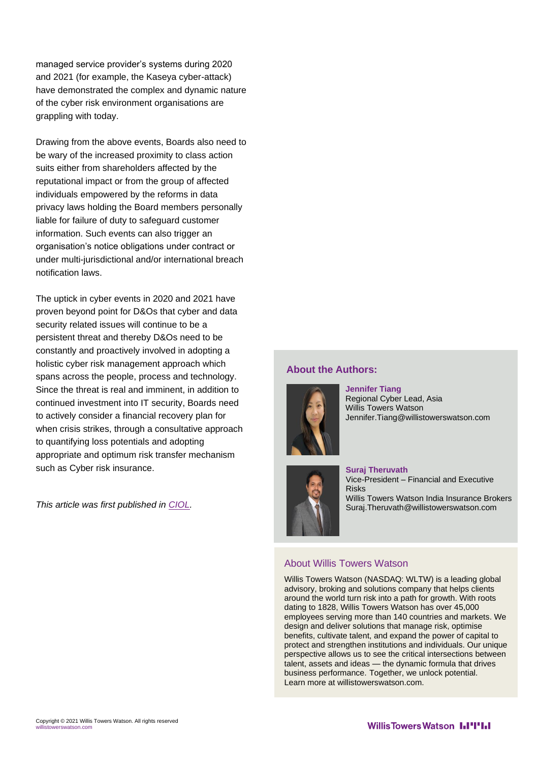managed service provider's systems during 2020 and 2021 (for example, the Kaseya cyber-attack) have demonstrated the complex and dynamic nature of the cyber risk environment organisations are grappling with today.

Drawing from the above events, Boards also need to be wary of the increased proximity to class action suits either from shareholders affected by the reputational impact or from the group of affected individuals empowered by the reforms in data privacy laws holding the Board members personally liable for failure of duty to safeguard customer information. Such events can also trigger an organisation's notice obligations under contract or under multi-jurisdictional and/or international breach notification laws.

The uptick in cyber events in 2020 and 2021 have proven beyond point for D&Os that cyber and data security related issues will continue to be a persistent threat and thereby D&Os need to be constantly and proactively involved in adopting a holistic cyber risk management approach which spans across the people, process and technology. Since the threat is real and imminent, in addition to continued investment into IT security, Boards need to actively consider a financial recovery plan for when crisis strikes, through a consultative approach to quantifying loss potentials and adopting appropriate and optimum risk transfer mechanism such as Cyber risk insurance.

*This article was first published in [CIOL](CIOL).*

## About the Authors:

**Jennifer Tiang**
Regional Cyber Lead, Asia
Willis Towers Watson
Jennifer.Tiang@willistowerswatson.com

**Suraj Theruvath**
Vice-President – Financial and Executive Risks
Willis Towers Watson India Insurance Brokers
Suraj.Theruvath@willistowerswatson.com

## About Willis Towers Watson

Willis Towers Watson (NASDAQ: WLTW) is a leading global advisory, broking and solutions company that helps clients around the world turn risk into a path for growth. With roots dating to 1828, Willis Towers Watson has over 45,000 employees serving more than 140 countries and markets. We design and deliver solutions that manage risk, optimise benefits, cultivate talent, and expand the power of capital to protect and strengthen institutions and individuals. Our unique perspective allows us to see the critical intersections between talent, assets and ideas — the dynamic formula that drives business performance. Together, we unlock potential. Learn more at willistowerswatson.com.

Copyright © 2021 Willis Towers Watson. All rights reserved
willistowerswatson.com